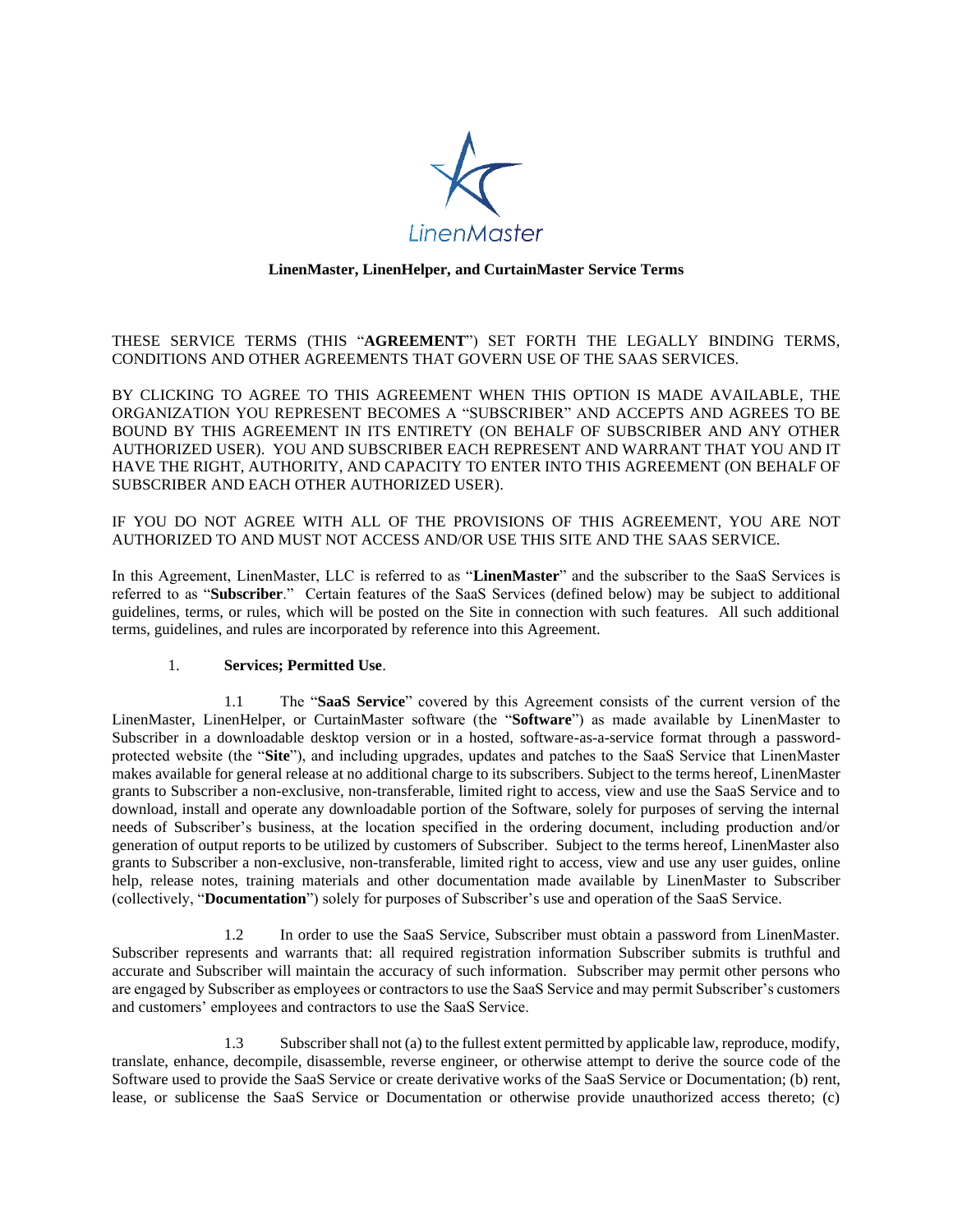LinenMaster

**LinenMaster, LinenHelper, and CurtainMaster Service Terms**

THESE SERVICE TERMS (THIS "**AGREEMENT**") SET FORTH THE LEGALLY BINDING TERMS, CONDITIONS AND OTHER AGREEMENTS THAT GOVERN USE OF THE SAAS SERVICES.

BY CLICKING TO AGREE TO THIS AGREEMENT WHEN THIS OPTION IS MADE AVAILABLE, THE ORGANIZATION YOU REPRESENT BECOMES A "SUBSCRIBER" AND ACCEPTS AND AGREES TO BE BOUND BY THIS AGREEMENT IN ITS ENTIRETY (ON BEHALF OF SUBSCRIBER AND ANY OTHER AUTHORIZED USER). YOU AND SUBSCRIBER EACH REPRESENT AND WARRANT THAT YOU AND IT HAVE THE RIGHT, AUTHORITY, AND CAPACITY TO ENTER INTO THIS AGREEMENT (ON BEHALF OF SUBSCRIBER AND EACH OTHER AUTHORIZED USER).

IF YOU DO NOT AGREE WITH ALL OF THE PROVISIONS OF THIS AGREEMENT, YOU ARE NOT AUTHORIZED TO AND MUST NOT ACCESS AND/OR USE THIS SITE AND THE SAAS SERVICE.

In this Agreement, LinenMaster, LLC is referred to as "**LinenMaster**" and the subscriber to the SaaS Services is referred to as "**Subscriber**." Certain features of the SaaS Services (defined below) may be subject to additional guidelines, terms, or rules, which will be posted on the Site in connection with such features. All such additional terms, guidelines, and rules are incorporated by reference into this Agreement.

1. **Services; Permitted Use**.

1.1 The "**SaaS Service**" covered by this Agreement consists of the current version of the LinenMaster, LinenHelper, or CurtainMaster software (the "**Software**") as made available by LinenMaster to Subscriber in a downloadable desktop version or in a hosted, software-as-a-service format through a password-protected website (the "**Site**"), and including upgrades, updates and patches to the SaaS Service that LinenMaster makes available for general release at no additional charge to its subscribers. Subject to the terms hereof, LinenMaster grants to Subscriber a non-exclusive, non-transferable, limited right to access, view and use the SaaS Service and to download, install and operate any downloadable portion of the Software, solely for purposes of serving the internal needs of Subscriber's business, at the location specified in the ordering document, including production and/or generation of output reports to be utilized by customers of Subscriber. Subject to the terms hereof, LinenMaster also grants to Subscriber a non-exclusive, non-transferable, limited right to access, view and use any user guides, online help, release notes, training materials and other documentation made available by LinenMaster to Subscriber (collectively, "**Documentation**") solely for purposes of Subscriber's use and operation of the SaaS Service.

1.2 In order to use the SaaS Service, Subscriber must obtain a password from LinenMaster. Subscriber represents and warrants that: all required registration information Subscriber submits is truthful and accurate and Subscriber will maintain the accuracy of such information. Subscriber may permit other persons who are engaged by Subscriber as employees or contractors to use the SaaS Service and may permit Subscriber's customers and customers' employees and contractors to use the SaaS Service.

1.3 Subscriber shall not (a) to the fullest extent permitted by applicable law, reproduce, modify, translate, enhance, decompile, disassemble, reverse engineer, or otherwise attempt to derive the source code of the Software used to provide the SaaS Service or create derivative works of the SaaS Service or Documentation; (b) rent, lease, or sublicense the SaaS Service or Documentation or otherwise provide unauthorized access thereto; (c)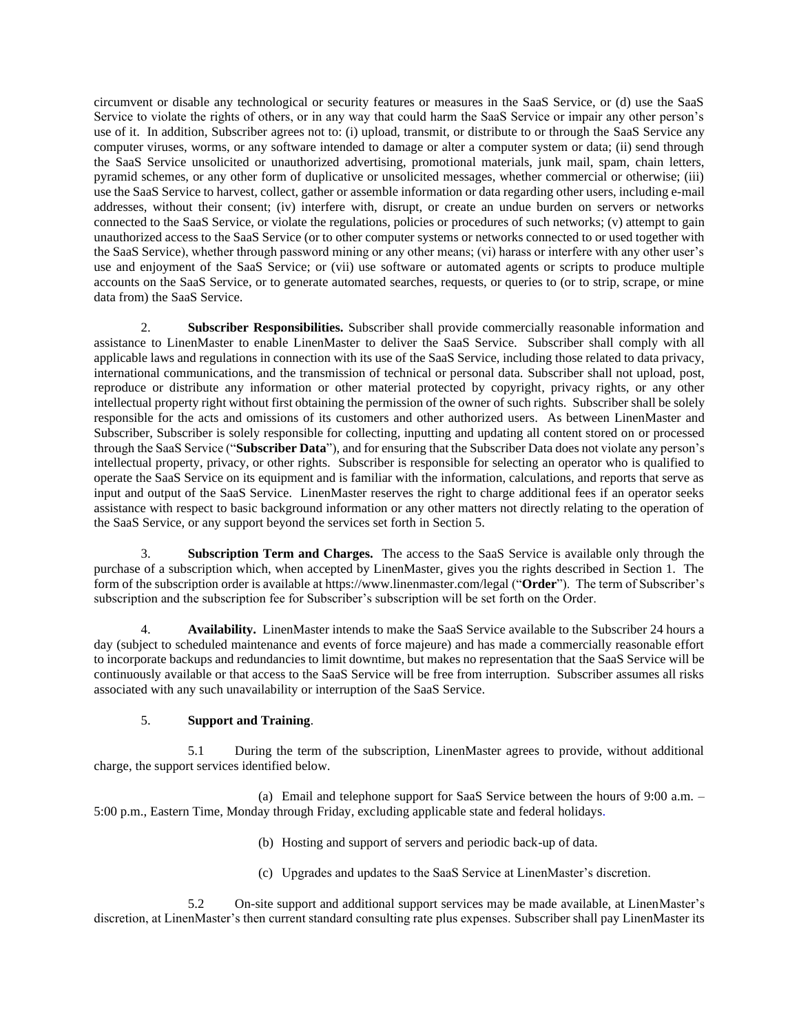circumvent or disable any technological or security features or measures in the SaaS Service, or (d) use the SaaS Service to violate the rights of others, or in any way that could harm the SaaS Service or impair any other person's use of it. In addition, Subscriber agrees not to: (i) upload, transmit, or distribute to or through the SaaS Service any computer viruses, worms, or any software intended to damage or alter a computer system or data; (ii) send through the SaaS Service unsolicited or unauthorized advertising, promotional materials, junk mail, spam, chain letters, pyramid schemes, or any other form of duplicative or unsolicited messages, whether commercial or otherwise; (iii) use the SaaS Service to harvest, collect, gather or assemble information or data regarding other users, including e-mail addresses, without their consent; (iv) interfere with, disrupt, or create an undue burden on servers or networks connected to the SaaS Service, or violate the regulations, policies or procedures of such networks; (v) attempt to gain unauthorized access to the SaaS Service (or to other computer systems or networks connected to or used together with the SaaS Service), whether through password mining or any other means; (vi) harass or interfere with any other user's use and enjoyment of the SaaS Service; or (vii) use software or automated agents or scripts to produce multiple accounts on the SaaS Service, or to generate automated searches, requests, or queries to (or to strip, scrape, or mine data from) the SaaS Service.

2. **Subscriber Responsibilities.** Subscriber shall provide commercially reasonable information and assistance to LinenMaster to enable LinenMaster to deliver the SaaS Service. Subscriber shall comply with all applicable laws and regulations in connection with its use of the SaaS Service, including those related to data privacy, international communications, and the transmission of technical or personal data. Subscriber shall not upload, post, reproduce or distribute any information or other material protected by copyright, privacy rights, or any other intellectual property right without first obtaining the permission of the owner of such rights. Subscriber shall be solely responsible for the acts and omissions of its customers and other authorized users. As between LinenMaster and Subscriber, Subscriber is solely responsible for collecting, inputting and updating all content stored on or processed through the SaaS Service ("**Subscriber Data**"), and for ensuring that the Subscriber Data does not violate any person's intellectual property, privacy, or other rights. Subscriber is responsible for selecting an operator who is qualified to operate the SaaS Service on its equipment and is familiar with the information, calculations, and reports that serve as input and output of the SaaS Service. LinenMaster reserves the right to charge additional fees if an operator seeks assistance with respect to basic background information or any other matters not directly relating to the operation of the SaaS Service, or any support beyond the services set forth in Section 5.

3. **Subscription Term and Charges.** The access to the SaaS Service is available only through the purchase of a subscription which, when accepted by LinenMaster, gives you the rights described in Section 1. The form of the subscription order is available at https://www.linenmaster.com/legal ("**Order**"). The term of Subscriber's subscription and the subscription fee for Subscriber's subscription will be set forth on the Order.

4. **Availability.** LinenMaster intends to make the SaaS Service available to the Subscriber 24 hours a day (subject to scheduled maintenance and events of force majeure) and has made a commercially reasonable effort to incorporate backups and redundancies to limit downtime, but makes no representation that the SaaS Service will be continuously available or that access to the SaaS Service will be free from interruption. Subscriber assumes all risks associated with any such unavailability or interruption of the SaaS Service.

5. **Support and Training**.

5.1 During the term of the subscription, LinenMaster agrees to provide, without additional charge, the support services identified below.

(a) Email and telephone support for SaaS Service between the hours of 9:00 a.m. – 5:00 p.m., Eastern Time, Monday through Friday, excluding applicable state and federal holidays.

(b) Hosting and support of servers and periodic back-up of data.

(c) Upgrades and updates to the SaaS Service at LinenMaster's discretion.

5.2 On-site support and additional support services may be made available, at LinenMaster's discretion, at LinenMaster's then current standard consulting rate plus expenses. Subscriber shall pay LinenMaster its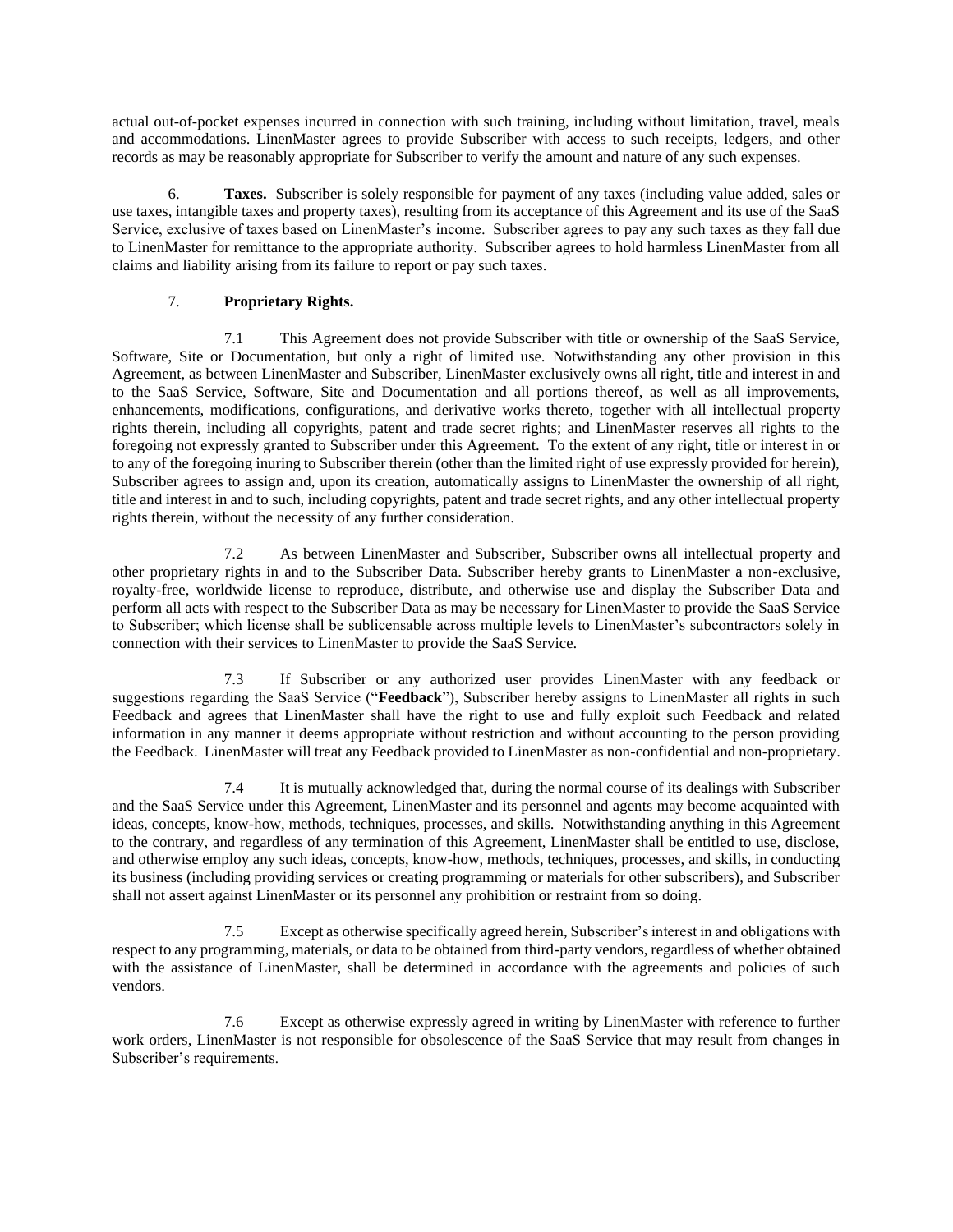actual out-of-pocket expenses incurred in connection with such training, including without limitation, travel, meals and accommodations. LinenMaster agrees to provide Subscriber with access to such receipts, ledgers, and other records as may be reasonably appropriate for Subscriber to verify the amount and nature of any such expenses.

6. **Taxes.** Subscriber is solely responsible for payment of any taxes (including value added, sales or use taxes, intangible taxes and property taxes), resulting from its acceptance of this Agreement and its use of the SaaS Service, exclusive of taxes based on LinenMaster's income. Subscriber agrees to pay any such taxes as they fall due to LinenMaster for remittance to the appropriate authority. Subscriber agrees to hold harmless LinenMaster from all claims and liability arising from its failure to report or pay such taxes.

7. **Proprietary Rights.**

7.1 This Agreement does not provide Subscriber with title or ownership of the SaaS Service, Software, Site or Documentation, but only a right of limited use. Notwithstanding any other provision in this Agreement, as between LinenMaster and Subscriber, LinenMaster exclusively owns all right, title and interest in and to the SaaS Service, Software, Site and Documentation and all portions thereof, as well as all improvements, enhancements, modifications, configurations, and derivative works thereto, together with all intellectual property rights therein, including all copyrights, patent and trade secret rights; and LinenMaster reserves all rights to the foregoing not expressly granted to Subscriber under this Agreement. To the extent of any right, title or interest in or to any of the foregoing inuring to Subscriber therein (other than the limited right of use expressly provided for herein), Subscriber agrees to assign and, upon its creation, automatically assigns to LinenMaster the ownership of all right, title and interest in and to such, including copyrights, patent and trade secret rights, and any other intellectual property rights therein, without the necessity of any further consideration.

7.2 As between LinenMaster and Subscriber, Subscriber owns all intellectual property and other proprietary rights in and to the Subscriber Data. Subscriber hereby grants to LinenMaster a non-exclusive, royalty-free, worldwide license to reproduce, distribute, and otherwise use and display the Subscriber Data and perform all acts with respect to the Subscriber Data as may be necessary for LinenMaster to provide the SaaS Service to Subscriber; which license shall be sublicensable across multiple levels to LinenMaster's subcontractors solely in connection with their services to LinenMaster to provide the SaaS Service.

7.3 If Subscriber or any authorized user provides LinenMaster with any feedback or suggestions regarding the SaaS Service ("**Feedback**"), Subscriber hereby assigns to LinenMaster all rights in such Feedback and agrees that LinenMaster shall have the right to use and fully exploit such Feedback and related information in any manner it deems appropriate without restriction and without accounting to the person providing the Feedback. LinenMaster will treat any Feedback provided to LinenMaster as non-confidential and non-proprietary.

7.4 It is mutually acknowledged that, during the normal course of its dealings with Subscriber and the SaaS Service under this Agreement, LinenMaster and its personnel and agents may become acquainted with ideas, concepts, know-how, methods, techniques, processes, and skills. Notwithstanding anything in this Agreement to the contrary, and regardless of any termination of this Agreement, LinenMaster shall be entitled to use, disclose, and otherwise employ any such ideas, concepts, know-how, methods, techniques, processes, and skills, in conducting its business (including providing services or creating programming or materials for other subscribers), and Subscriber shall not assert against LinenMaster or its personnel any prohibition or restraint from so doing.

7.5 Except as otherwise specifically agreed herein, Subscriber's interest in and obligations with respect to any programming, materials, or data to be obtained from third-party vendors, regardless of whether obtained with the assistance of LinenMaster, shall be determined in accordance with the agreements and policies of such vendors.

7.6 Except as otherwise expressly agreed in writing by LinenMaster with reference to further work orders, LinenMaster is not responsible for obsolescence of the SaaS Service that may result from changes in Subscriber's requirements.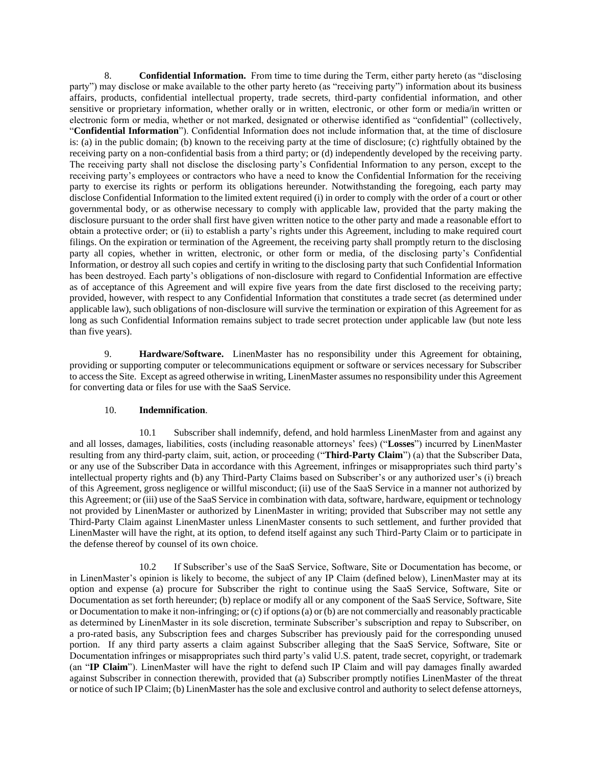8. **Confidential Information.** From time to time during the Term, either party hereto (as "disclosing party") may disclose or make available to the other party hereto (as "receiving party") information about its business affairs, products, confidential intellectual property, trade secrets, third-party confidential information, and other sensitive or proprietary information, whether orally or in written, electronic, or other form or media/in written or electronic form or media, whether or not marked, designated or otherwise identified as "confidential" (collectively, "**Confidential Information**"). Confidential Information does not include information that, at the time of disclosure is: (a) in the public domain; (b) known to the receiving party at the time of disclosure; (c) rightfully obtained by the receiving party on a non-confidential basis from a third party; or (d) independently developed by the receiving party. The receiving party shall not disclose the disclosing party's Confidential Information to any person, except to the receiving party's employees or contractors who have a need to know the Confidential Information for the receiving party to exercise its rights or perform its obligations hereunder. Notwithstanding the foregoing, each party may disclose Confidential Information to the limited extent required (i) in order to comply with the order of a court or other governmental body, or as otherwise necessary to comply with applicable law, provided that the party making the disclosure pursuant to the order shall first have given written notice to the other party and made a reasonable effort to obtain a protective order; or (ii) to establish a party's rights under this Agreement, including to make required court filings. On the expiration or termination of the Agreement, the receiving party shall promptly return to the disclosing party all copies, whether in written, electronic, or other form or media, of the disclosing party's Confidential Information, or destroy all such copies and certify in writing to the disclosing party that such Confidential Information has been destroyed. Each party's obligations of non-disclosure with regard to Confidential Information are effective as of acceptance of this Agreement and will expire five years from the date first disclosed to the receiving party; provided, however, with respect to any Confidential Information that constitutes a trade secret (as determined under applicable law), such obligations of non-disclosure will survive the termination or expiration of this Agreement for as long as such Confidential Information remains subject to trade secret protection under applicable law (but note less than five years).

9. **Hardware/Software.** LinenMaster has no responsibility under this Agreement for obtaining, providing or supporting computer or telecommunications equipment or software or services necessary for Subscriber to access the Site. Except as agreed otherwise in writing, LinenMaster assumes no responsibility under this Agreement for converting data or files for use with the SaaS Service.

10. **Indemnification**.

10.1 Subscriber shall indemnify, defend, and hold harmless LinenMaster from and against any and all losses, damages, liabilities, costs (including reasonable attorneys' fees) ("**Losses**") incurred by LinenMaster resulting from any third-party claim, suit, action, or proceeding ("**Third-Party Claim**") (a) that the Subscriber Data, or any use of the Subscriber Data in accordance with this Agreement, infringes or misappropriates such third party's intellectual property rights and (b) any Third-Party Claims based on Subscriber's or any authorized user's (i) breach of this Agreement, gross negligence or willful misconduct; (ii) use of the SaaS Service in a manner not authorized by this Agreement; or (iii) use of the SaaS Service in combination with data, software, hardware, equipment or technology not provided by LinenMaster or authorized by LinenMaster in writing; provided that Subscriber may not settle any Third-Party Claim against LinenMaster unless LinenMaster consents to such settlement, and further provided that LinenMaster will have the right, at its option, to defend itself against any such Third-Party Claim or to participate in the defense thereof by counsel of its own choice.

10.2 If Subscriber's use of the SaaS Service, Software, Site or Documentation has become, or in LinenMaster's opinion is likely to become, the subject of any IP Claim (defined below), LinenMaster may at its option and expense (a) procure for Subscriber the right to continue using the SaaS Service, Software, Site or Documentation as set forth hereunder; (b) replace or modify all or any component of the SaaS Service, Software, Site or Documentation to make it non-infringing; or (c) if options (a) or (b) are not commercially and reasonably practicable as determined by LinenMaster in its sole discretion, terminate Subscriber's subscription and repay to Subscriber, on a pro-rated basis, any Subscription fees and charges Subscriber has previously paid for the corresponding unused portion. If any third party asserts a claim against Subscriber alleging that the SaaS Service, Software, Site or Documentation infringes or misappropriates such third party's valid U.S. patent, trade secret, copyright, or trademark (an "**IP Claim**"). LinenMaster will have the right to defend such IP Claim and will pay damages finally awarded against Subscriber in connection therewith, provided that (a) Subscriber promptly notifies LinenMaster of the threat or notice of such IP Claim; (b) LinenMaster has the sole and exclusive control and authority to select defense attorneys,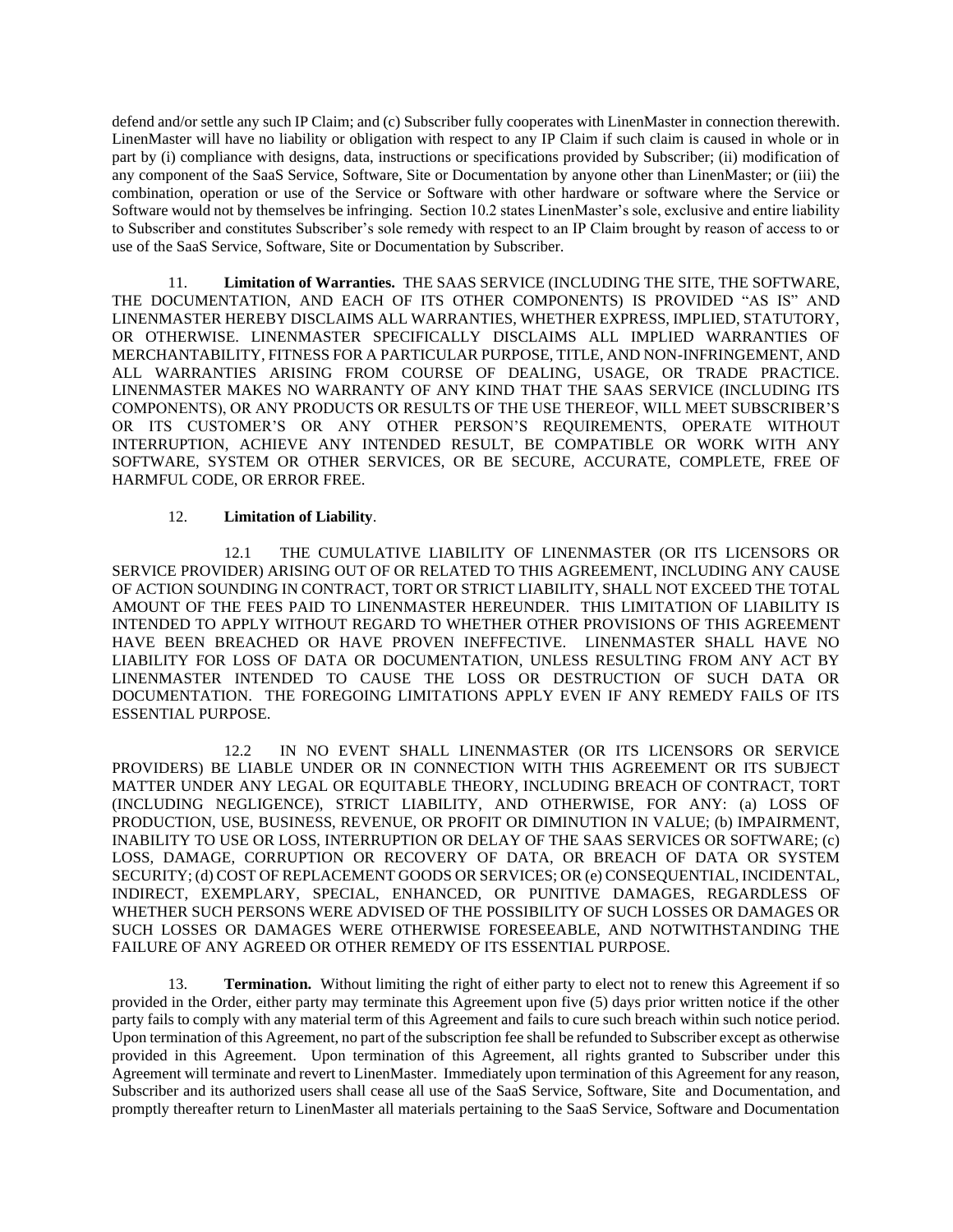defend and/or settle any such IP Claim; and (c) Subscriber fully cooperates with LinenMaster in connection therewith. LinenMaster will have no liability or obligation with respect to any IP Claim if such claim is caused in whole or in part by (i) compliance with designs, data, instructions or specifications provided by Subscriber; (ii) modification of any component of the SaaS Service, Software, Site or Documentation by anyone other than LinenMaster; or (iii) the combination, operation or use of the Service or Software with other hardware or software where the Service or Software would not by themselves be infringing. Section 10.2 states LinenMaster's sole, exclusive and entire liability to Subscriber and constitutes Subscriber's sole remedy with respect to an IP Claim brought by reason of access to or use of the SaaS Service, Software, Site or Documentation by Subscriber.

11. **Limitation of Warranties.** THE SAAS SERVICE (INCLUDING THE SITE, THE SOFTWARE, THE DOCUMENTATION, AND EACH OF ITS OTHER COMPONENTS) IS PROVIDED "AS IS" AND LINENMASTER HEREBY DISCLAIMS ALL WARRANTIES, WHETHER EXPRESS, IMPLIED, STATUTORY, OR OTHERWISE. LINENMASTER SPECIFICALLY DISCLAIMS ALL IMPLIED WARRANTIES OF MERCHANTABILITY, FITNESS FOR A PARTICULAR PURPOSE, TITLE, AND NON-INFRINGEMENT, AND ALL WARRANTIES ARISING FROM COURSE OF DEALING, USAGE, OR TRADE PRACTICE. LINENMASTER MAKES NO WARRANTY OF ANY KIND THAT THE SAAS SERVICE (INCLUDING ITS COMPONENTS), OR ANY PRODUCTS OR RESULTS OF THE USE THEREOF, WILL MEET SUBSCRIBER'S OR ITS CUSTOMER'S OR ANY OTHER PERSON'S REQUIREMENTS, OPERATE WITHOUT INTERRUPTION, ACHIEVE ANY INTENDED RESULT, BE COMPATIBLE OR WORK WITH ANY SOFTWARE, SYSTEM OR OTHER SERVICES, OR BE SECURE, ACCURATE, COMPLETE, FREE OF HARMFUL CODE, OR ERROR FREE.

12. **Limitation of Liability**.

12.1 THE CUMULATIVE LIABILITY OF LINENMASTER (OR ITS LICENSORS OR SERVICE PROVIDER) ARISING OUT OF OR RELATED TO THIS AGREEMENT, INCLUDING ANY CAUSE OF ACTION SOUNDING IN CONTRACT, TORT OR STRICT LIABILITY, SHALL NOT EXCEED THE TOTAL AMOUNT OF THE FEES PAID TO LINENMASTER HEREUNDER. THIS LIMITATION OF LIABILITY IS INTENDED TO APPLY WITHOUT REGARD TO WHETHER OTHER PROVISIONS OF THIS AGREEMENT HAVE BEEN BREACHED OR HAVE PROVEN INEFFECTIVE. LINENMASTER SHALL HAVE NO LIABILITY FOR LOSS OF DATA OR DOCUMENTATION, UNLESS RESULTING FROM ANY ACT BY LINENMASTER INTENDED TO CAUSE THE LOSS OR DESTRUCTION OF SUCH DATA OR DOCUMENTATION. THE FOREGOING LIMITATIONS APPLY EVEN IF ANY REMEDY FAILS OF ITS ESSENTIAL PURPOSE.

12.2 IN NO EVENT SHALL LINENMASTER (OR ITS LICENSORS OR SERVICE PROVIDERS) BE LIABLE UNDER OR IN CONNECTION WITH THIS AGREEMENT OR ITS SUBJECT MATTER UNDER ANY LEGAL OR EQUITABLE THEORY, INCLUDING BREACH OF CONTRACT, TORT (INCLUDING NEGLIGENCE), STRICT LIABILITY, AND OTHERWISE, FOR ANY: (a) LOSS OF PRODUCTION, USE, BUSINESS, REVENUE, OR PROFIT OR DIMINUTION IN VALUE; (b) IMPAIRMENT, INABILITY TO USE OR LOSS, INTERRUPTION OR DELAY OF THE SAAS SERVICES OR SOFTWARE; (c) LOSS, DAMAGE, CORRUPTION OR RECOVERY OF DATA, OR BREACH OF DATA OR SYSTEM SECURITY; (d) COST OF REPLACEMENT GOODS OR SERVICES; OR (e) CONSEQUENTIAL, INCIDENTAL, INDIRECT, EXEMPLARY, SPECIAL, ENHANCED, OR PUNITIVE DAMAGES, REGARDLESS OF WHETHER SUCH PERSONS WERE ADVISED OF THE POSSIBILITY OF SUCH LOSSES OR DAMAGES OR SUCH LOSSES OR DAMAGES WERE OTHERWISE FORESEEABLE, AND NOTWITHSTANDING THE FAILURE OF ANY AGREED OR OTHER REMEDY OF ITS ESSENTIAL PURPOSE.

13. **Termination.** Without limiting the right of either party to elect not to renew this Agreement if so provided in the Order, either party may terminate this Agreement upon five (5) days prior written notice if the other party fails to comply with any material term of this Agreement and fails to cure such breach within such notice period. Upon termination of this Agreement, no part of the subscription fee shall be refunded to Subscriber except as otherwise provided in this Agreement. Upon termination of this Agreement, all rights granted to Subscriber under this Agreement will terminate and revert to LinenMaster. Immediately upon termination of this Agreement for any reason, Subscriber and its authorized users shall cease all use of the SaaS Service, Software, Site and Documentation, and promptly thereafter return to LinenMaster all materials pertaining to the SaaS Service, Software and Documentation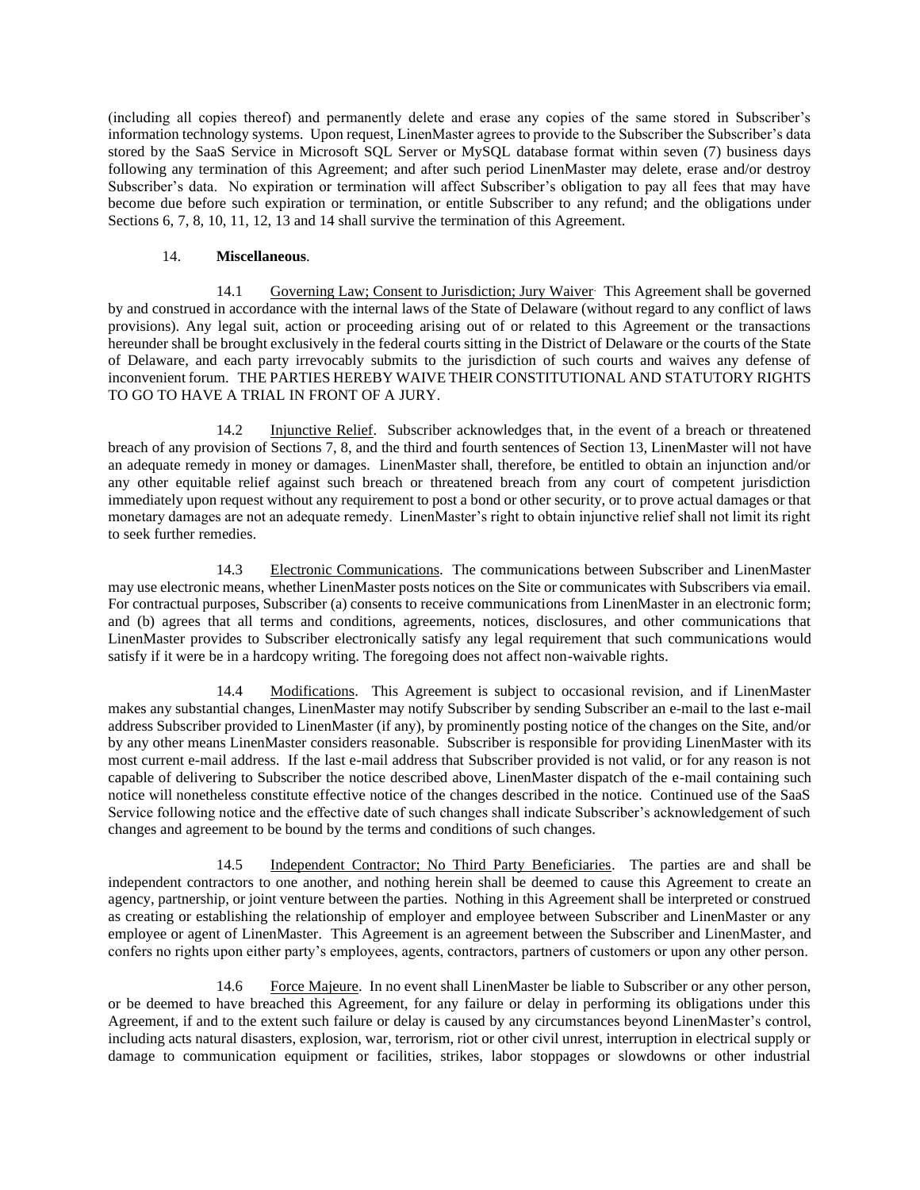(including all copies thereof) and permanently delete and erase any copies of the same stored in Subscriber's information technology systems. Upon request, LinenMaster agrees to provide to the Subscriber the Subscriber's data stored by the SaaS Service in Microsoft SQL Server or MySQL database format within seven (7) business days following any termination of this Agreement; and after such period LinenMaster may delete, erase and/or destroy Subscriber's data. No expiration or termination will affect Subscriber's obligation to pay all fees that may have become due before such expiration or termination, or entitle Subscriber to any refund; and the obligations under Sections 6, 7, 8, 10, 11, 12, 13 and 14 shall survive the termination of this Agreement.

14. **Miscellaneous**.

14.1 Governing Law; Consent to Jurisdiction; Jury Waiver. This Agreement shall be governed by and construed in accordance with the internal laws of the State of Delaware (without regard to any conflict of laws provisions). Any legal suit, action or proceeding arising out of or related to this Agreement or the transactions hereunder shall be brought exclusively in the federal courts sitting in the District of Delaware or the courts of the State of Delaware, and each party irrevocably submits to the jurisdiction of such courts and waives any defense of inconvenient forum. THE PARTIES HEREBY WAIVE THEIR CONSTITUTIONAL AND STATUTORY RIGHTS TO GO TO HAVE A TRIAL IN FRONT OF A JURY.

14.2 Injunctive Relief. Subscriber acknowledges that, in the event of a breach or threatened breach of any provision of Sections 7, 8, and the third and fourth sentences of Section 13, LinenMaster will not have an adequate remedy in money or damages. LinenMaster shall, therefore, be entitled to obtain an injunction and/or any other equitable relief against such breach or threatened breach from any court of competent jurisdiction immediately upon request without any requirement to post a bond or other security, or to prove actual damages or that monetary damages are not an adequate remedy. LinenMaster's right to obtain injunctive relief shall not limit its right to seek further remedies.

14.3 Electronic Communications. The communications between Subscriber and LinenMaster may use electronic means, whether LinenMaster posts notices on the Site or communicates with Subscribers via email. For contractual purposes, Subscriber (a) consents to receive communications from LinenMaster in an electronic form; and (b) agrees that all terms and conditions, agreements, notices, disclosures, and other communications that LinenMaster provides to Subscriber electronically satisfy any legal requirement that such communications would satisfy if it were be in a hardcopy writing. The foregoing does not affect non-waivable rights.

14.4 Modifications. This Agreement is subject to occasional revision, and if LinenMaster makes any substantial changes, LinenMaster may notify Subscriber by sending Subscriber an e-mail to the last e-mail address Subscriber provided to LinenMaster (if any), by prominently posting notice of the changes on the Site, and/or by any other means LinenMaster considers reasonable. Subscriber is responsible for providing LinenMaster with its most current e-mail address. If the last e-mail address that Subscriber provided is not valid, or for any reason is not capable of delivering to Subscriber the notice described above, LinenMaster dispatch of the e-mail containing such notice will nonetheless constitute effective notice of the changes described in the notice. Continued use of the SaaS Service following notice and the effective date of such changes shall indicate Subscriber's acknowledgement of such changes and agreement to be bound by the terms and conditions of such changes.

14.5 Independent Contractor; No Third Party Beneficiaries. The parties are and shall be independent contractors to one another, and nothing herein shall be deemed to cause this Agreement to create an agency, partnership, or joint venture between the parties. Nothing in this Agreement shall be interpreted or construed as creating or establishing the relationship of employer and employee between Subscriber and LinenMaster or any employee or agent of LinenMaster. This Agreement is an agreement between the Subscriber and LinenMaster, and confers no rights upon either party's employees, agents, contractors, partners of customers or upon any other person.

14.6 Force Majeure. In no event shall LinenMaster be liable to Subscriber or any other person, or be deemed to have breached this Agreement, for any failure or delay in performing its obligations under this Agreement, if and to the extent such failure or delay is caused by any circumstances beyond LinenMaster's control, including acts natural disasters, explosion, war, terrorism, riot or other civil unrest, interruption in electrical supply or damage to communication equipment or facilities, strikes, labor stoppages or slowdowns or other industrial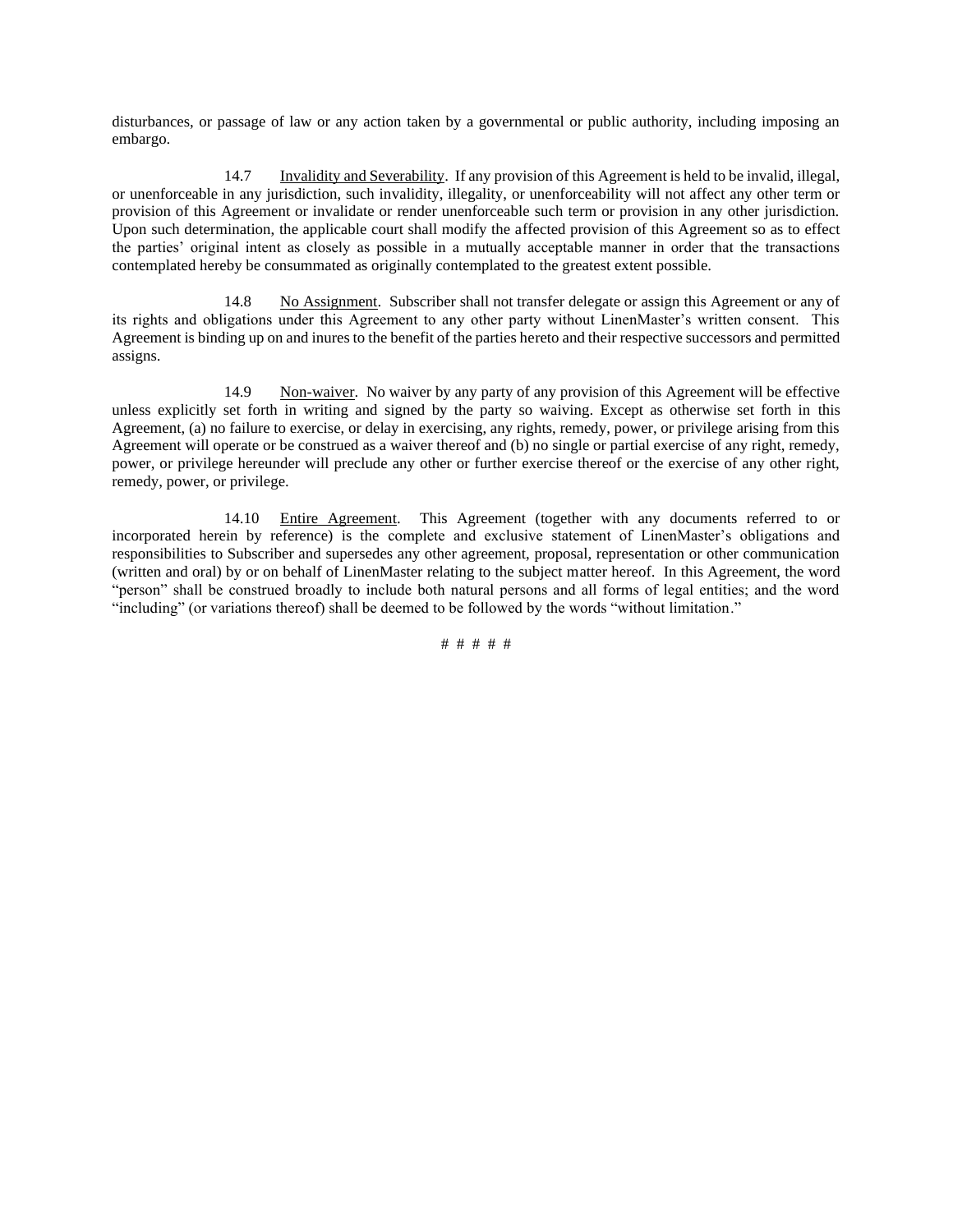disturbances, or passage of law or any action taken by a governmental or public authority, including imposing an embargo.

14.7 Invalidity and Severability. If any provision of this Agreement is held to be invalid, illegal, or unenforceable in any jurisdiction, such invalidity, illegality, or unenforceability will not affect any other term or provision of this Agreement or invalidate or render unenforceable such term or provision in any other jurisdiction. Upon such determination, the applicable court shall modify the affected provision of this Agreement so as to effect the parties' original intent as closely as possible in a mutually acceptable manner in order that the transactions contemplated hereby be consummated as originally contemplated to the greatest extent possible.

14.8 No Assignment. Subscriber shall not transfer delegate or assign this Agreement or any of its rights and obligations under this Agreement to any other party without LinenMaster's written consent. This Agreement is binding up on and inures to the benefit of the parties hereto and their respective successors and permitted assigns.

14.9 Non-waiver. No waiver by any party of any provision of this Agreement will be effective unless explicitly set forth in writing and signed by the party so waiving. Except as otherwise set forth in this Agreement, (a) no failure to exercise, or delay in exercising, any rights, remedy, power, or privilege arising from this Agreement will operate or be construed as a waiver thereof and (b) no single or partial exercise of any right, remedy, power, or privilege hereunder will preclude any other or further exercise thereof or the exercise of any other right, remedy, power, or privilege.

14.10 Entire Agreement. This Agreement (together with any documents referred to or incorporated herein by reference) is the complete and exclusive statement of LinenMaster's obligations and responsibilities to Subscriber and supersedes any other agreement, proposal, representation or other communication (written and oral) by or on behalf of LinenMaster relating to the subject matter hereof. In this Agreement, the word "person" shall be construed broadly to include both natural persons and all forms of legal entities; and the word "including" (or variations thereof) shall be deemed to be followed by the words "without limitation."

# # # # #